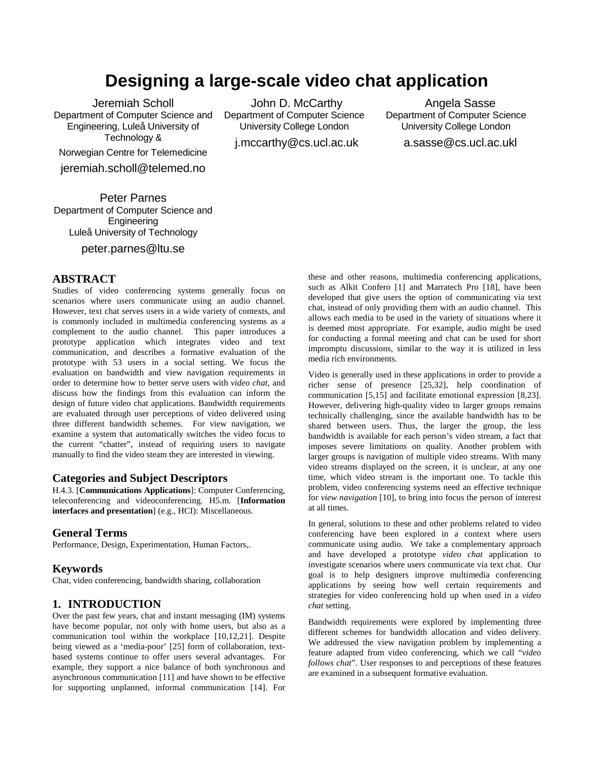# Designing a large-scale video chat application

Jeremiah Scholl
Department of Computer Science and Engineering, Luleå University of Technology &
Norwegian Centre for Telemedicine
jeremiah.scholl@telemed.no

John D. McCarthy
Department of Computer Science
University College London
j.mccarthy@cs.ucl.ac.uk

Angela Sasse
Department of Computer Science
University College London
a.sasse@cs.ucl.ac.ukl

Peter Parnes
Department of Computer Science and Engineering
Luleå University of Technology
peter.parnes@ltu.se

## ABSTRACT

Studies of video conferencing systems generally focus on scenarios where users communicate using an audio channel. However, text chat serves users in a wide variety of contexts, and is commonly included in multimedia conferencing systems as a complement to the audio channel. This paper introduces a prototype application which integrates video and text communication, and describes a formative evaluation of the prototype with 53 users in a social setting. We focus the evaluation on bandwidth and view navigation requirements in order to determine how to better serve users with *video chat,* and discuss how the findings from this evaluation can inform the design of future video chat applications. Bandwidth requirements are evaluated through user perceptions of video delivered using three different bandwidth schemes. For view navigation, we examine a system that automatically switches the video focus to the current "chatter", instead of requiring users to navigate manually to find the video steam they are interested in viewing.

### Categories and Subject Descriptors

H.4.3. [**Communications Applications**]: Computer Conferencing, teleconferencing and videoconferencing. H5.m. [**Information interfaces and presentation**] (e.g., HCI): Miscellaneous.

### General Terms

Performance, Design, Experimentation, Human Factors,.

### Keywords

Chat, video conferencing, bandwidth sharing, collaboration

## 1. INTRODUCTION

Over the past few years, chat and instant messaging (IM) systems have become popular, not only with home users, but also as a communication tool within the workplace [10,12,21]. Despite being viewed as a 'media-poor' [25] form of collaboration, text-based systems continue to offer users several advantages. For example, they support a nice balance of both synchronous and asynchronous communication [11] and have shown to be effective for supporting unplanned, informal communication [14]. For these and other reasons, multimedia conferencing applications, such as Alkit Confero [1] and Marratech Pro [18], have been developed that give users the option of communicating via text chat, instead of only providing them with an audio channel. This allows each media to be used in the variety of situations where it is deemed most appropriate. For example, audio might be used for conducting a formal meeting and chat can be used for short impromptu discussions, similar to the way it is utilized in less media rich environments.

Video is generally used in these applications in order to provide a richer sense of presence [25,32], help coordination of communication [5,15] and facilitate emotional expression [8,23]. However, delivering high-quality video to larger groups remains technically challenging, since the available bandwidth has to be shared between users. Thus, the larger the group, the less bandwidth is available for each person's video stream, a fact that imposes severe limitations on quality. Another problem with larger groups is navigation of multiple video streams. With many video streams displayed on the screen, it is unclear, at any one time, which video stream is the important one. To tackle this problem, video conferencing systems need an effective technique for *view navigation* [10], to bring into focus the person of interest at all times.

In general, solutions to these and other problems related to video conferencing have been explored in a context where users communicate using audio. We take a complementary approach and have developed a prototype *video chat* application to investigate scenarios where users communicate via text chat. Our goal is to help designers improve multimedia conferencing applications by seeing how well certain requirements and strategies for video conferencing hold up when used in a *video chat* setting.

Bandwidth requirements were explored by implementing three different schemes for bandwidth allocation and video delivery. We addressed the view navigation problem by implementing a feature adapted from video conferencing, which we call "*video follows chat*". User responses to and perceptions of these features are examined in a subsequent formative evaluation.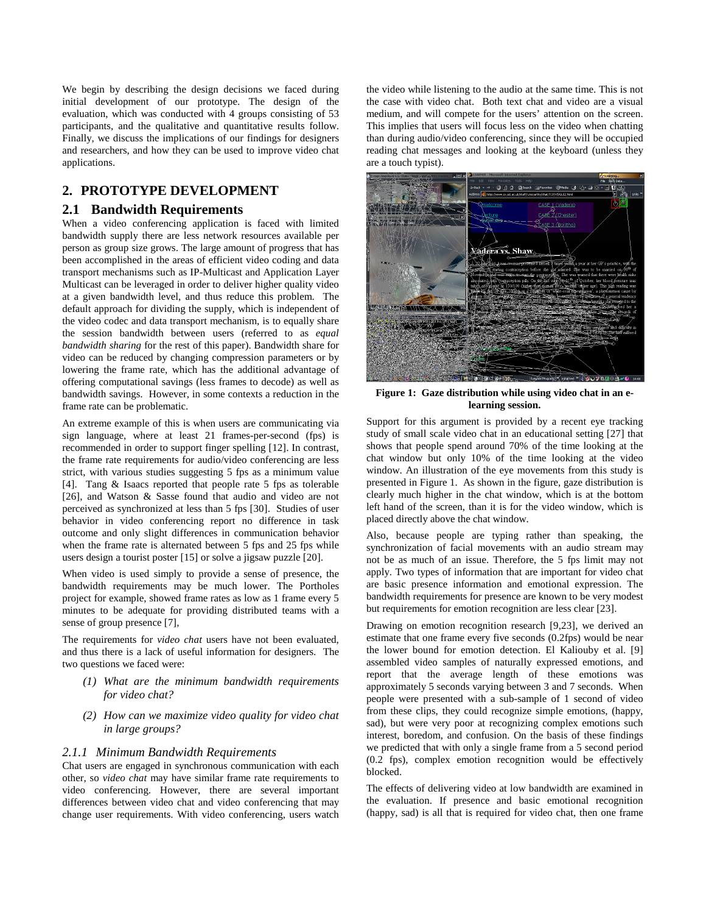We begin by describing the design decisions we faced during initial development of our prototype. The design of the evaluation, which was conducted with 4 groups consisting of 53 participants, and the qualitative and quantitative results follow. Finally, we discuss the implications of our findings for designers and researchers, and how they can be used to improve video chat applications.

## 2. PROTOTYPE DEVELOPMENT

### 2.1 Bandwidth Requirements

When a video conferencing application is faced with limited bandwidth supply there are less network resources available per person as group size grows. The large amount of progress that has been accomplished in the areas of efficient video coding and data transport mechanisms such as IP-Multicast and Application Layer Multicast can be leveraged in order to deliver higher quality video at a given bandwidth level, and thus reduce this problem. The default approach for dividing the supply, which is independent of the video codec and data transport mechanism, is to equally share the session bandwidth between users (referred to as *equal bandwidth sharing* for the rest of this paper). Bandwidth share for video can be reduced by changing compression parameters or by lowering the frame rate, which has the additional advantage of offering computational savings (less frames to decode) as well as bandwidth savings. However, in some contexts a reduction in the frame rate can be problematic.

An extreme example of this is when users are communicating via sign language, where at least 21 frames-per-second (fps) is recommended in order to support finger spelling [12]. In contrast, the frame rate requirements for audio/video conferencing are less strict, with various studies suggesting 5 fps as a minimum value [4]. Tang & Isaacs reported that people rate 5 fps as tolerable [26], and Watson & Sasse found that audio and video are not perceived as synchronized at less than 5 fps [30]. Studies of user behavior in video conferencing report no difference in task outcome and only slight differences in communication behavior when the frame rate is alternated between 5 fps and 25 fps while users design a tourist poster [15] or solve a jigsaw puzzle [20].

When video is used simply to provide a sense of presence, the bandwidth requirements may be much lower. The Portholes project for example, showed frame rates as low as 1 frame every 5 minutes to be adequate for providing distributed teams with a sense of group presence [7],

The requirements for *video chat* users have not been evaluated, and thus there is a lack of useful information for designers. The two questions we faced were:

*(1) What are the minimum bandwidth requirements for video chat?*

*(2) How can we maximize video quality for video chat in large groups?*

#### 2.1.1 Minimum Bandwidth Requirements

Chat users are engaged in synchronous communication with each other, so *video chat* may have similar frame rate requirements to video conferencing. However, there are several important differences between video chat and video conferencing that may change user requirements. With video conferencing, users watch the video while listening to the audio at the same time. This is not the case with video chat. Both text chat and video are a visual medium, and will compete for the users' attention on the screen. This implies that users will focus less on the video when chatting than during audio/video conferencing, since they will be occupied reading chat messages and looking at the keyboard (unless they are a touch typist).

**Figure 1: Gaze distribution while using video chat in an e-learning session.**

Support for this argument is provided by a recent eye tracking study of small scale video chat in an educational setting [27] that shows that people spend around 70% of the time looking at the chat window but only 10% of the time looking at the video window. An illustration of the eye movements from this study is presented in Figure 1. As shown in the figure, gaze distribution is clearly much higher in the chat window, which is at the bottom left hand of the screen, than it is for the video window, which is placed directly above the chat window.

Also, because people are typing rather than speaking, the synchronization of facial movements with an audio stream may not be as much of an issue. Therefore, the 5 fps limit may not apply. Two types of information that are important for video chat are basic presence information and emotional expression. The bandwidth requirements for presence are known to be very modest but requirements for emotion recognition are less clear [23].

Drawing on emotion recognition research [9,23], we derived an estimate that one frame every five seconds (0.2fps) would be near the lower bound for emotion detection. El Kaliouby et al. [9] assembled video samples of naturally expressed emotions, and report that the average length of these emotions was approximately 5 seconds varying between 3 and 7 seconds. When people were presented with a sub-sample of 1 second of video from these clips, they could recognize simple emotions, (happy, sad), but were very poor at recognizing complex emotions such interest, boredom, and confusion. On the basis of these findings we predicted that with only a single frame from a 5 second period (0.2 fps), complex emotion recognition would be effectively blocked.

The effects of delivering video at low bandwidth are examined in the evaluation. If presence and basic emotional recognition (happy, sad) is all that is required for video chat, then one frame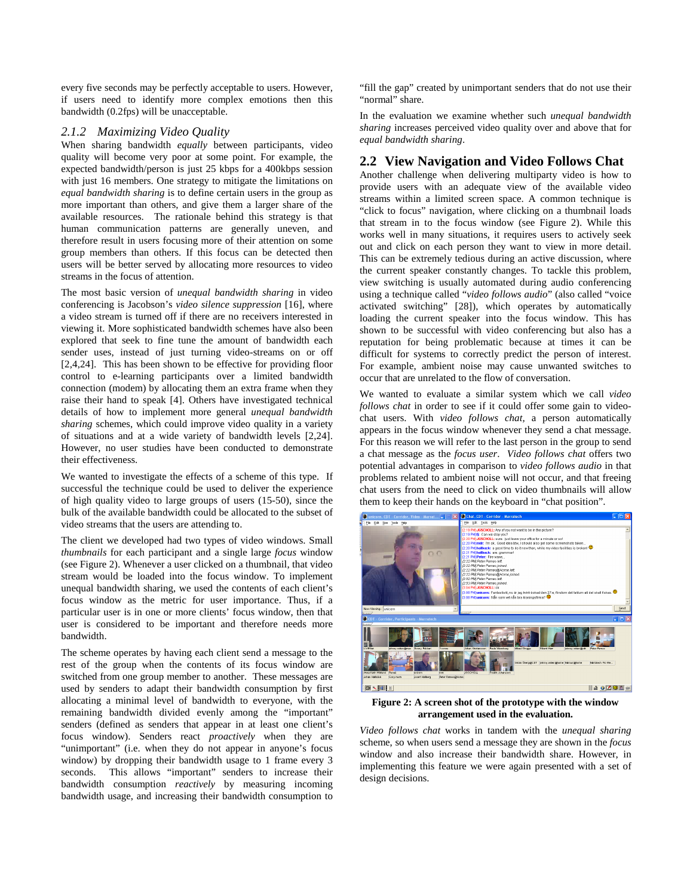every five seconds may be perfectly acceptable to users. However, if users need to identify more complex emotions then this bandwidth (0.2fps) will be unacceptable.

### 2.1.2 Maximizing Video Quality

When sharing bandwidth *equally* between participants, video quality will become very poor at some point. For example, the expected bandwidth/person is just 25 kbps for a 400kbps session with just 16 members. One strategy to mitigate the limitations on *equal bandwidth sharing* is to define certain users in the group as more important than others, and give them a larger share of the available resources. The rationale behind this strategy is that human communication patterns are generally uneven, and therefore result in users focusing more of their attention on some group members than others. If this focus can be detected then users will be better served by allocating more resources to video streams in the focus of attention.

The most basic version of *unequal bandwidth sharing* in video conferencing is Jacobson's *video silence suppression* [16], where a video stream is turned off if there are no receivers interested in viewing it. More sophisticated bandwidth schemes have also been explored that seek to fine tune the amount of bandwidth each sender uses, instead of just turning video-streams on or off [2,4,24]. This has been shown to be effective for providing floor control to e-learning participants over a limited bandwidth connection (modem) by allocating them an extra frame when they raise their hand to speak [4]. Others have investigated technical details of how to implement more general *unequal bandwidth sharing* schemes, which could improve video quality in a variety of situations and at a wide variety of bandwidth levels [2,24]. However, no user studies have been conducted to demonstrate their effectiveness.

We wanted to investigate the effects of a scheme of this type. If successful the technique could be used to deliver the experience of high quality video to large groups of users (15-50), since the bulk of the available bandwidth could be allocated to the subset of video streams that the users are attending to.

The client we developed had two types of video windows. Small *thumbnails* for each participant and a single large *focus* window (see Figure 2). Whenever a user clicked on a thumbnail, that video stream would be loaded into the focus window. To implement unequal bandwidth sharing, we used the contents of each client's focus window as the metric for user importance. Thus, if a particular user is in one or more clients' focus window, then that user is considered to be important and therefore needs more bandwidth.

The scheme operates by having each client send a message to the rest of the group when the contents of its focus window are switched from one group member to another. These messages are used by senders to adapt their bandwidth consumption by first allocating a minimal level of bandwidth to everyone, with the remaining bandwidth divided evenly among the "important" senders (defined as senders that appear in at least one client's focus window). Senders react *proactively* when they are "unimportant" (i.e. when they do not appear in anyone's focus window) by dropping their bandwidth usage to 1 frame every 3 seconds. This allows "important" senders to increase their bandwidth consumption *reactively* by measuring incoming bandwidth usage, and increasing their bandwidth consumption to "fill the gap" created by unimportant senders that do not use their "normal" share.

In the evaluation we examine whether such *unequal bandwidth sharing* increases perceived video quality over and above that for *equal bandwidth sharing*.

## 2.2 View Navigation and Video Follows Chat

Another challenge when delivering multiparty video is how to provide users with an adequate view of the available video streams within a limited screen space. A common technique is "click to focus" navigation, where clicking on a thumbnail loads that stream in to the focus window (see Figure 2). While this works well in many situations, it requires users to actively seek out and click on each person they want to view in more detail. This can be extremely tedious during an active discussion, where the current speaker constantly changes. To tackle this problem, view switching is usually automated during audio conferencing using a technique called "*video follows audio*" (also called "voice activated switching" [28]), which operates by automatically loading the current speaker into the focus window. This has shown to be successful with video conferencing but also has a reputation for being problematic because at times it can be difficult for systems to correctly predict the person of interest. For example, ambient noise may cause unwanted switches to occur that are unrelated to the flow of conversation.

We wanted to evaluate a similar system which we call *video follows chat* in order to see if it could offer some gain to video-chat users. With *video follows chat*, a person automatically appears in the focus window whenever they send a chat message. For this reason we will refer to the last person in the group to send a chat message as the *focus user*. *Video follows chat* offers two potential advantages in comparison to *video follows audio* in that problems related to ambient noise will not occur, and that freeing chat users from the need to click on video thumbnails will allow them to keep their hands on the keyboard in "chat position".

**Figure 2: A screen shot of the prototype with the window arrangement used in the evaluation.**

*Video follows chat* works in tandem with the *unequal sharing* scheme, so when users send a message they are shown in the *focus* window and also increase their bandwidth share. However, in implementing this feature we were again presented with a set of design decisions.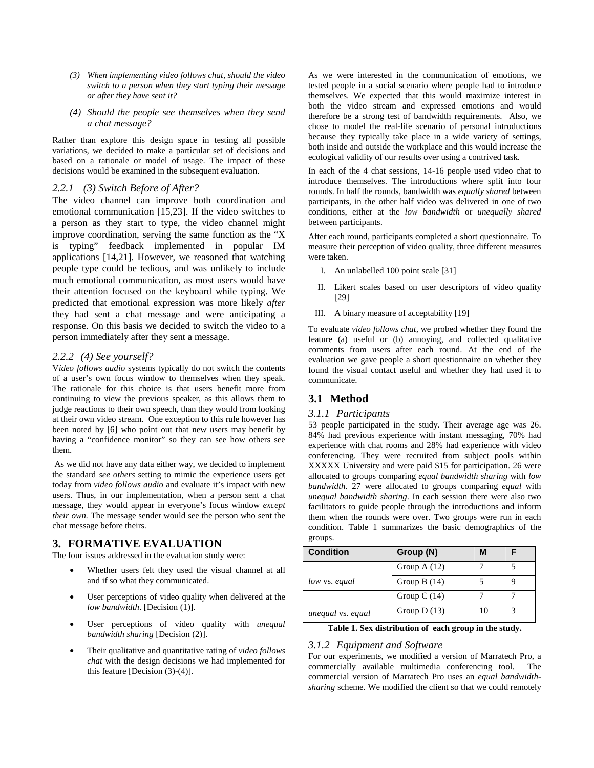*(3) When implementing video follows chat, should the video switch to a person when they start typing their message or after they have sent it?*

*(4) Should the people see themselves when they send a chat message?*

Rather than explore this design space in testing all possible variations, we decided to make a particular set of decisions and based on a rationale or model of usage. The impact of these decisions would be examined in the subsequent evaluation.

### *2.2.1 (3) Switch Before of After?*

The video channel can improve both coordination and emotional communication [15,23]. If the video switches to a person as they start to type, the video channel might improve coordination, serving the same function as the "X is typing" feedback implemented in popular IM applications [14,21]. However, we reasoned that watching people type could be tedious, and was unlikely to include much emotional communication, as most users would have their attention focused on the keyboard while typing. We predicted that emotional expression was more likely *after* they had sent a chat message and were anticipating a response. On this basis we decided to switch the video to a person immediately after they sent a message.

### *2.2.2 (4) See yourself?*

V*ideo follows audio* systems typically do not switch the contents of a user's own focus window to themselves when they speak. The rationale for this choice is that users benefit more from continuing to view the previous speaker, as this allows them to judge reactions to their own speech, than they would from looking at their own video stream. One exception to this rule however has been noted by [6] who point out that new users may benefit by having a "confidence monitor" so they can see how others see them.

As we did not have any data either way, we decided to implement the standard *see others* setting to mimic the experience users get today from *video follows audio* and evaluate it's impact with new users. Thus, in our implementation, when a person sent a chat message, they would appear in everyone's focus window *except their own.* The message sender would see the person who sent the chat message before theirs.

## 3. FORMATIVE EVALUATION

The four issues addressed in the evaluation study were:

- Whether users felt they used the visual channel at all and if so what they communicated.
- User perceptions of video quality when delivered at the *low bandwidth*. [Decision (1)].
- User perceptions of video quality with *unequal bandwidth sharing* [Decision (2)].
- Their qualitative and quantitative rating of *video follows chat* with the design decisions we had implemented for this feature [Decision (3)-(4)].

As we were interested in the communication of emotions, we tested people in a social scenario where people had to introduce themselves. We expected that this would maximize interest in both the video stream and expressed emotions and would therefore be a strong test of bandwidth requirements. Also, we chose to model the real-life scenario of personal introductions because they typically take place in a wide variety of settings, both inside and outside the workplace and this would increase the ecological validity of our results over using a contrived task.

In each of the 4 chat sessions, 14-16 people used video chat to introduce themselves. The introductions where split into four rounds. In half the rounds, bandwidth was *equally shared* between participants, in the other half video was delivered in one of two conditions, either at the *low bandwidth* or *unequally shared* between participants.

After each round, participants completed a short questionnaire. To measure their perception of video quality, three different measures were taken.

I. An unlabelled 100 point scale [31]

II. Likert scales based on user descriptors of video quality [29]

III. A binary measure of acceptability [19]

To evaluate *video follows chat,* we probed whether they found the feature (a) useful or (b) annoying, and collected qualitative comments from users after each round. At the end of the evaluation we gave people a short questionnaire on whether they found the visual contact useful and whether they had used it to communicate.

## 3.1 Method

### *3.1.1 Participants*

53 people participated in the study. Their average age was 26. 84% had previous experience with instant messaging, 70% had experience with chat rooms and 28% had experience with video conferencing. They were recruited from subject pools within XXXXX University and were paid $15 for participation. 26 were allocated to groups comparing *equal bandwidth sharing* with *low bandwidth*. 27 were allocated to groups comparing *equal* with *unequal bandwidth sharing*. In each session there were also two facilitators to guide people through the introductions and inform them when the rounds were over. Two groups were run in each condition. Table 1 summarizes the basic demographics of the groups.

| Condition | Group (N) | M | F |
|---|---|---|---|
| *low* vs. *equal* | Group A (12) | 7 | 5 |
| | Group B (14) | 5 | 9 |
| *unequal* vs. *equal* | Group C (14) | 7 | 7 |
| | Group D (13) | 10 | 3 |

**Table 1. Sex distribution of each group in the study.**

### *3.1.2 Equipment and Software*

For our experiments, we modified a version of Marratech Pro, a commercially available multimedia conferencing tool. The commercial version of Marratech Pro uses an *equal bandwidth-sharing* scheme. We modified the client so that we could remotely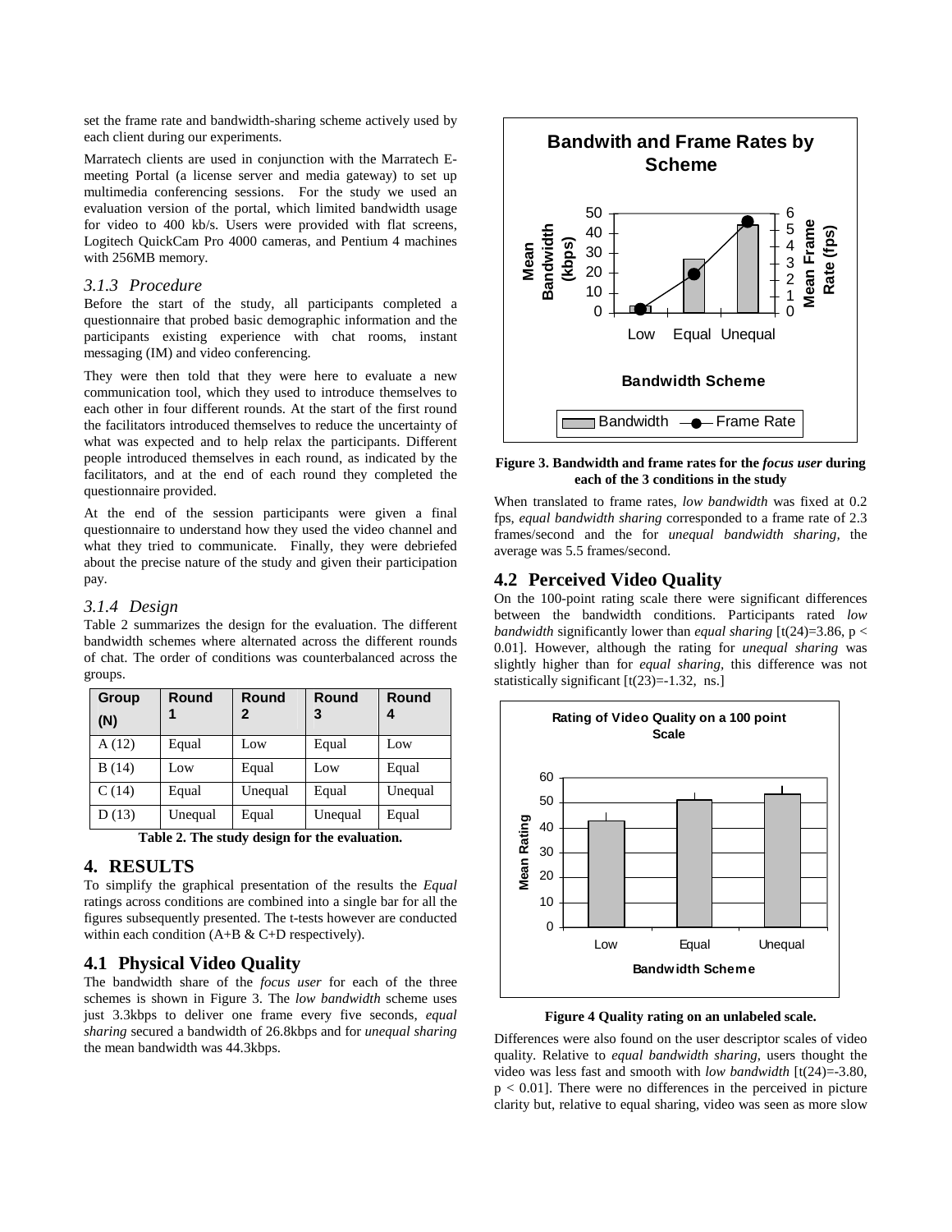set the frame rate and bandwidth-sharing scheme actively used by each client during our experiments.

Marratech clients are used in conjunction with the Marratech E-meeting Portal (a license server and media gateway) to set up multimedia conferencing sessions. For the study we used an evaluation version of the portal, which limited bandwidth usage for video to 400 kb/s. Users were provided with flat screens, Logitech QuickCam Pro 4000 cameras, and Pentium 4 machines with 256MB memory.

### *3.1.3 Procedure*

Before the start of the study, all participants completed a questionnaire that probed basic demographic information and the participants existing experience with chat rooms, instant messaging (IM) and video conferencing.

They were then told that they were here to evaluate a new communication tool, which they used to introduce themselves to each other in four different rounds. At the start of the first round the facilitators introduced themselves to reduce the uncertainty of what was expected and to help relax the participants. Different people introduced themselves in each round, as indicated by the facilitators, and at the end of each round they completed the questionnaire provided.

At the end of the session participants were given a final questionnaire to understand how they used the video channel and what they tried to communicate. Finally, they were debriefed about the precise nature of the study and given their participation pay.

### *3.1.4 Design*

Table 2 summarizes the design for the evaluation. The different bandwidth schemes where alternated across the different rounds of chat. The order of conditions was counterbalanced across the groups.

| Group (N) | Round 1 | Round 2 | Round 3 | Round 4 |
|---|---|---|---|---|
| A (12) | Equal | Low | Equal | Low |
| B (14) | Low | Equal | Low | Equal |
| C (14) | Equal | Unequal | Equal | Unequal |
| D (13) | Unequal | Equal | Unequal | Equal |

**Table 2. The study design for the evaluation.**

## 4. RESULTS

To simplify the graphical presentation of the results the *Equal* ratings across conditions are combined into a single bar for all the figures subsequently presented. The t-tests however are conducted within each condition (A+B & C+D respectively).

### 4.1 Physical Video Quality

The bandwidth share of the *focus user* for each of the three schemes is shown in Figure 3. The *low bandwidth* scheme uses just 3.3kbps to deliver one frame every five seconds, *equal sharing* secured a bandwidth of 26.8kbps and for *unequal sharing* the mean bandwidth was 44.3kbps.

**Figure 3. Bandwidth and frame rates for the *focus user* during each of the 3 conditions in the study**

When translated to frame rates, *low bandwidth* was fixed at 0.2 fps, *equal bandwidth sharing* corresponded to a frame rate of 2.3 frames/second and the for *unequal bandwidth sharing,* the average was 5.5 frames/second.

### 4.2 Perceived Video Quality

On the 100-point rating scale there were significant differences between the bandwidth conditions. Participants rated *low bandwidth* significantly lower than *equal sharing* [$t(24)=3.86$, $p < 0.01$]. However, although the rating for *unequal sharing* was slightly higher than for *equal sharing*, this difference was not statistically significant [$t(23)=-1.32$, ns.]

**Figure 4 Quality rating on an unlabeled scale.**

Differences were also found on the user descriptor scales of video quality. Relative to *equal bandwidth sharing*, users thought the video was less fast and smooth with *low bandwidth* [$t(24)=-3.80$, $p < 0.01$]. There were no differences in the perceived in picture clarity but, relative to equal sharing, video was seen as more slow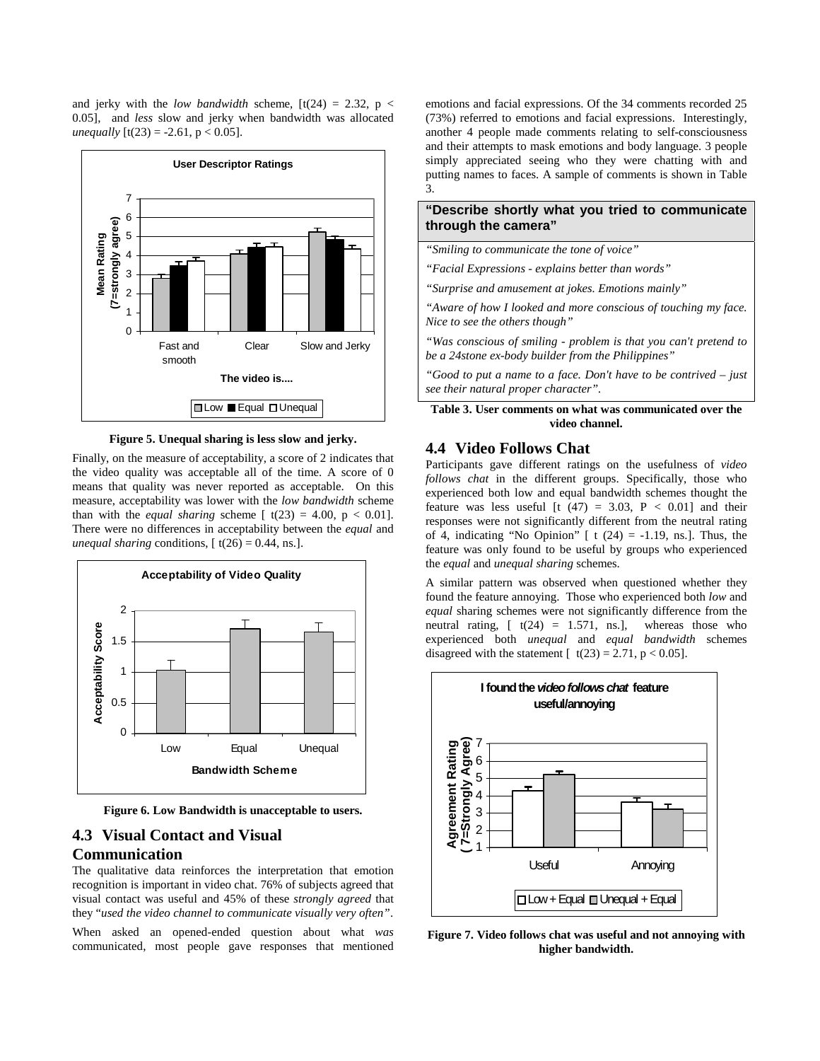and jerky with the *low bandwidth* scheme, [$t(24) = 2.32$, $p < 0.05$], and *less* slow and jerky when bandwidth was allocated *unequally* [$t(23) = -2.61$, $p < 0.05$].

Figure 5. Unequal sharing is less slow and jerky.

Finally, on the measure of acceptability, a score of 2 indicates that the video quality was acceptable all of the time. A score of 0 means that quality was never reported as acceptable. On this measure, acceptability was lower with the *low bandwidth* scheme than with the *equal sharing* scheme [ $t(23) = 4.00$, $p < 0.01$]. There were no differences in acceptability between the *equal* and *unequal sharing* conditions, [ $t(26) = 0.44$, ns.].

Figure 6. Low Bandwidth is unacceptable to users.

## 4.3 Visual Contact and Visual Communication

The qualitative data reinforces the interpretation that emotion recognition is important in video chat. 76% of subjects agreed that visual contact was useful and 45% of these *strongly agreed* that they "*used the video channel to communicate visually very often*".

When asked an opened-ended question about what *was* communicated, most people gave responses that mentioned emotions and facial expressions. Of the 34 comments recorded 25 (73%) referred to emotions and facial expressions. Interestingly, another 4 people made comments relating to self-consciousness and their attempts to mask emotions and body language. 3 people simply appreciated seeing who they were chatting with and putting names to faces. A sample of comments is shown in Table 3.

| "Describe shortly what you tried to communicate through the camera" |
|---|
| *"Smiling to communicate the tone of voice"* |
| *"Facial Expressions - explains better than words"* |
| *"Surprise and amusement at jokes. Emotions mainly"* |
| *"Aware of how I looked and more conscious of touching my face. Nice to see the others though"* |
| *"Was conscious of smiling - problem is that you can't pretend to be a 24stone ex-body builder from the Philippines"* |
| *"Good to put a name to a face. Don't have to be contrived – just see their natural proper character".* |

Table 3. User comments on what was communicated over the video channel.

## 4.4 Video Follows Chat

Participants gave different ratings on the usefulness of *video follows chat* in the different groups. Specifically, those who experienced both low and equal bandwidth schemes thought the feature was less useful [$t(47) = 3.03$, $P < 0.01$] and their responses were not significantly different from the neutral rating of 4, indicating "No Opinion" [ $t(24) = -1.19$, ns.]. Thus, the feature was only found to be useful by groups who experienced the *equal* and *unequal sharing* schemes.

A similar pattern was observed when questioned whether they found the feature annoying. Those who experienced both *low* and *equal* sharing schemes were not significantly difference from the neutral rating, [ $t(24) = 1.571$, ns.], whereas those who experienced both *unequal* and *equal bandwidth* schemes disagreed with the statement [ $t(23) = 2.71$, $p < 0.05$].

Figure 7. Video follows chat was useful and not annoying with higher bandwidth.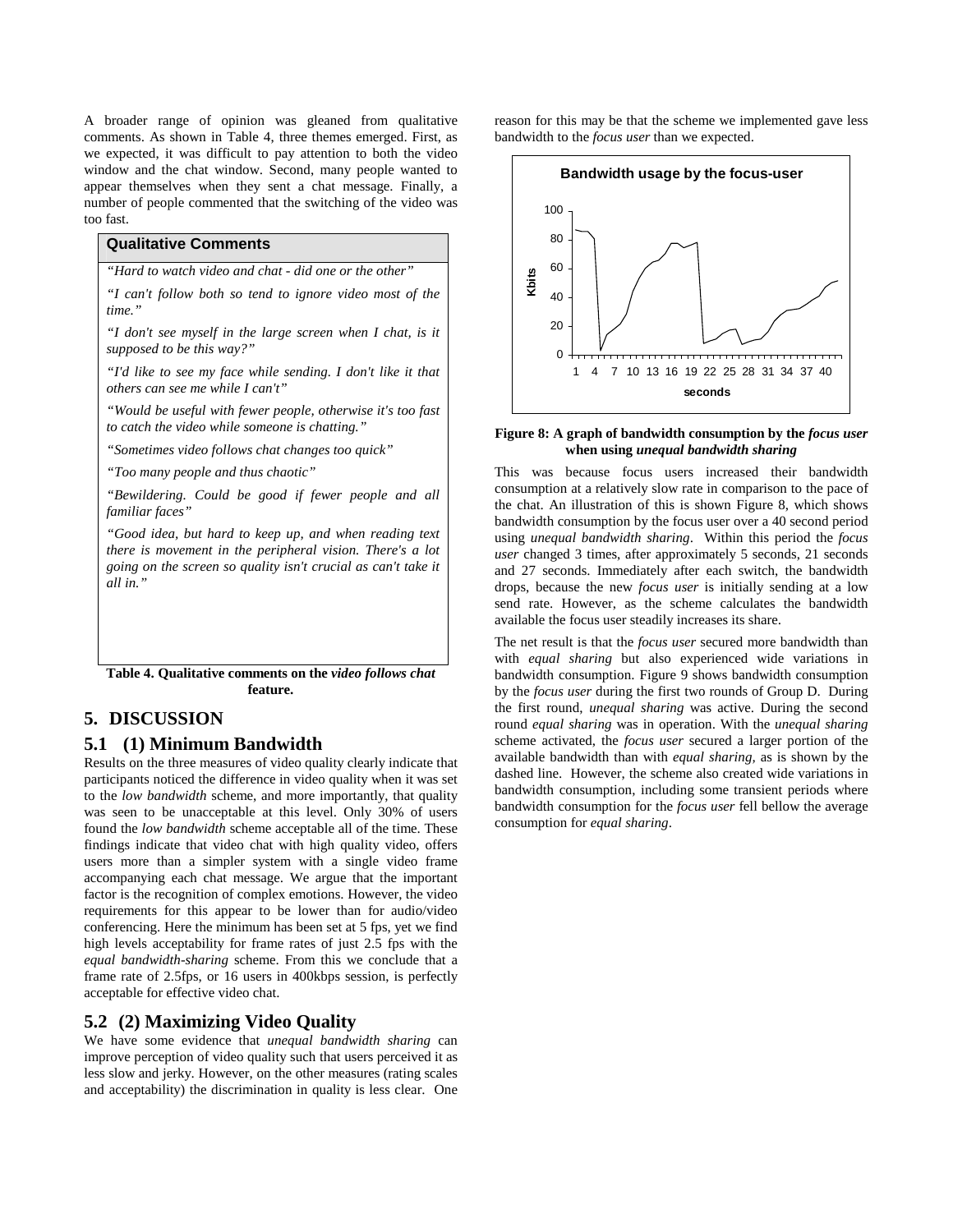A broader range of opinion was gleaned from qualitative comments. As shown in Table 4, three themes emerged. First, as we expected, it was difficult to pay attention to both the video window and the chat window. Second, many people wanted to appear themselves when they sent a chat message. Finally, a number of people commented that the switching of the video was too fast.

| Qualitative Comments |
|---|
| *"Hard to watch video and chat - did one or the other"* |
| *"I can't follow both so tend to ignore video most of the time."* |
| *"I don't see myself in the large screen when I chat, is it supposed to be this way?"* |
| *"I'd like to see my face while sending. I don't like it that others can see me while I can't"* |
| *"Would be useful with fewer people, otherwise it's too fast to catch the video while someone is chatting."* |
| *"Sometimes video follows chat changes too quick"* |
| *"Too many people and thus chaotic"* |
| *"Bewildering. Could be good if fewer people and all familiar faces"* |
| *"Good idea, but hard to keep up, and when reading text there is movement in the peripheral vision. There's a lot going on the screen so quality isn't crucial as can't take it all in."* |

**Table 4. Qualitative comments on the *video follows chat* feature.**

## 5. DISCUSSION

### 5.1 (1) Minimum Bandwidth

Results on the three measures of video quality clearly indicate that participants noticed the difference in video quality when it was set to the *low bandwidth* scheme, and more importantly, that quality was seen to be unacceptable at this level. Only 30% of users found the *low bandwidth* scheme acceptable all of the time. These findings indicate that video chat with high quality video, offers users more than a simpler system with a single video frame accompanying each chat message. We argue that the important factor is the recognition of complex emotions. However, the video requirements for this appear to be lower than for audio/video conferencing. Here the minimum has been set at 5 fps, yet we find high levels acceptability for frame rates of just 2.5 fps with the *equal bandwidth-sharing* scheme. From this we conclude that a frame rate of 2.5fps, or 16 users in 400kbps session, is perfectly acceptable for effective video chat.

### 5.2 (2) Maximizing Video Quality

We have some evidence that *unequal bandwidth sharing* can improve perception of video quality such that users perceived it as less slow and jerky. However, on the other measures (rating scales and acceptability) the discrimination in quality is less clear. One reason for this may be that the scheme we implemented gave less bandwidth to the *focus user* than we expected.

**Figure 8: A graph of bandwidth consumption by the *focus user* when using *unequal bandwidth sharing***

This was because focus users increased their bandwidth consumption at a relatively slow rate in comparison to the pace of the chat. An illustration of this is shown Figure 8, which shows bandwidth consumption by the focus user over a 40 second period using *unequal bandwidth sharing*. Within this period the *focus user* changed 3 times, after approximately 5 seconds, 21 seconds and 27 seconds. Immediately after each switch, the bandwidth drops, because the new *focus user* is initially sending at a low send rate. However, as the scheme calculates the bandwidth available the focus user steadily increases its share.

The net result is that the *focus user* secured more bandwidth than with *equal sharing* but also experienced wide variations in bandwidth consumption. Figure 9 shows bandwidth consumption by the *focus user* during the first two rounds of Group D. During the first round, *unequal sharing* was active. During the second round *equal sharing* was in operation. With the *unequal sharing* scheme activated, the *focus user* secured a larger portion of the available bandwidth than with *equal sharing,* as is shown by the dashed line. However, the scheme also created wide variations in bandwidth consumption, including some transient periods where bandwidth consumption for the *focus user* fell bellow the average consumption for *equal sharing*.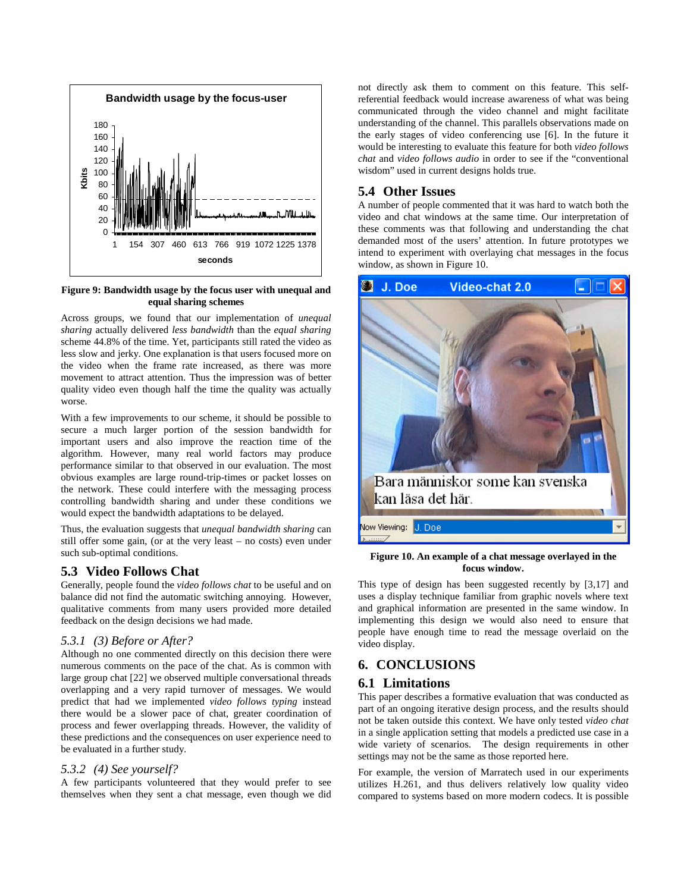Figure 9: Bandwidth usage by the focus user with unequal and equal sharing schemes

Across groups, we found that our implementation of *unequal sharing* actually delivered *less bandwidth* than the *equal sharing* scheme 44.8% of the time. Yet, participants still rated the video as less slow and jerky. One explanation is that users focused more on the video when the frame rate increased, as there was more movement to attract attention. Thus the impression was of better quality video even though half the time the quality was actually worse.

With a few improvements to our scheme, it should be possible to secure a much larger portion of the session bandwidth for important users and also improve the reaction time of the algorithm. However, many real world factors may produce performance similar to that observed in our evaluation. The most obvious examples are large round-trip-times or packet losses on the network. These could interfere with the messaging process controlling bandwidth sharing and under these conditions we would expect the bandwidth adaptations to be delayed.

Thus, the evaluation suggests that *unequal bandwidth sharing* can still offer some gain, (or at the very least – no costs) even under such sub-optimal conditions.

## 5.3 Video Follows Chat

Generally, people found the *video follows chat* to be useful and on balance did not find the automatic switching annoying. However, qualitative comments from many users provided more detailed feedback on the design decisions we had made.

### *5.3.1 (3) Before or After?*

Although no one commented directly on this decision there were numerous comments on the pace of the chat. As is common with large group chat [22] we observed multiple conversational threads overlapping and a very rapid turnover of messages. We would predict that had we implemented *video follows typing* instead there would be a slower pace of chat, greater coordination of process and fewer overlapping threads. However, the validity of these predictions and the consequences on user experience need to be evaluated in a further study.

### *5.3.2 (4) See yourself?*

A few participants volunteered that they would prefer to see themselves when they sent a chat message, even though we did not directly ask them to comment on this feature. This self-referential feedback would increase awareness of what was being communicated through the video channel and might facilitate understanding of the channel. This parallels observations made on the early stages of video conferencing use [6]. In the future it would be interesting to evaluate this feature for both *video follows chat* and *video follows audio* in order to see if the "conventional wisdom" used in current designs holds true.

## 5.4 Other Issues

A number of people commented that it was hard to watch both the video and chat windows at the same time. Our interpretation of these comments was that following and understanding the chat demanded most of the users' attention. In future prototypes we intend to experiment with overlaying chat messages in the focus window, as shown in Figure 10.

Figure 10. An example of a chat message overlayed in the focus window.

This type of design has been suggested recently by [3,17] and uses a display technique familiar from graphic novels where text and graphical information are presented in the same window. In implementing this design we would also need to ensure that people have enough time to read the message overlaid on the video display.

# 6. CONCLUSIONS

## 6.1 Limitations

This paper describes a formative evaluation that was conducted as part of an ongoing iterative design process, and the results should not be taken outside this context. We have only tested *video chat* in a single application setting that models a predicted use case in a wide variety of scenarios. The design requirements in other settings may not be the same as those reported here.

For example, the version of Marratech used in our experiments utilizes H.261, and thus delivers relatively low quality video compared to systems based on more modern codecs. It is possible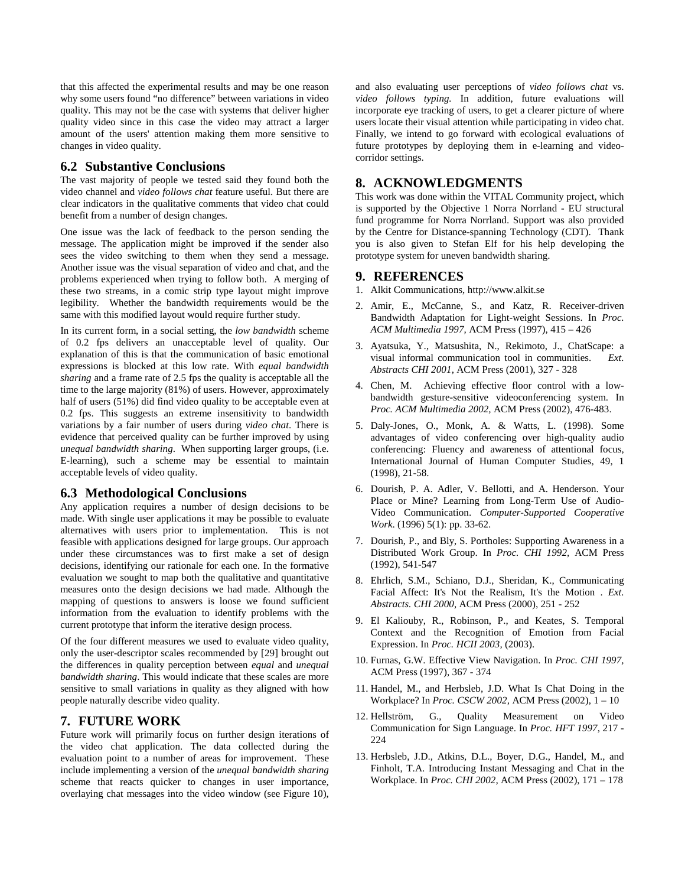that this affected the experimental results and may be one reason why some users found "no difference" between variations in video quality. This may not be the case with systems that deliver higher quality video since in this case the video may attract a larger amount of the users' attention making them more sensitive to changes in video quality.

## 6.2 Substantive Conclusions

The vast majority of people we tested said they found both the video channel and *video follows chat* feature useful. But there are clear indicators in the qualitative comments that video chat could benefit from a number of design changes.

One issue was the lack of feedback to the person sending the message. The application might be improved if the sender also sees the video switching to them when they send a message. Another issue was the visual separation of video and chat, and the problems experienced when trying to follow both. A merging of these two streams, in a comic strip type layout might improve legibility. Whether the bandwidth requirements would be the same with this modified layout would require further study.

In its current form, in a social setting, the *low bandwidth* scheme of 0.2 fps delivers an unacceptable level of quality. Our explanation of this is that the communication of basic emotional expressions is blocked at this low rate. With *equal bandwidth sharing* and a frame rate of 2.5 fps the quality is acceptable all the time to the large majority (81%) of users. However, approximately half of users (51%) did find video quality to be acceptable even at 0.2 fps. This suggests an extreme insensitivity to bandwidth variations by a fair number of users during *video chat*. There is evidence that perceived quality can be further improved by using *unequal bandwidth sharing*. When supporting larger groups, (i.e. E-learning), such a scheme may be essential to maintain acceptable levels of video quality.

## 6.3 Methodological Conclusions

Any application requires a number of design decisions to be made. With single user applications it may be possible to evaluate alternatives with users prior to implementation. This is not feasible with applications designed for large groups. Our approach under these circumstances was to first make a set of design decisions, identifying our rationale for each one. In the formative evaluation we sought to map both the qualitative and quantitative measures onto the design decisions we had made. Although the mapping of questions to answers is loose we found sufficient information from the evaluation to identify problems with the current prototype that inform the iterative design process.

Of the four different measures we used to evaluate video quality, only the user-descriptor scales recommended by [29] brought out the differences in quality perception between *equal* and *unequal bandwidth sharing*. This would indicate that these scales are more sensitive to small variations in quality as they aligned with how people naturally describe video quality.

# 7. FUTURE WORK

Future work will primarily focus on further design iterations of the video chat application. The data collected during the evaluation point to a number of areas for improvement. These include implementing a version of the *unequal bandwidth sharing* scheme that reacts quicker to changes in user importance, overlaying chat messages into the video window (see Figure 10), and also evaluating user perceptions of *video follows chat* vs. *video follows typing.* In addition, future evaluations will incorporate eye tracking of users, to get a clearer picture of where users locate their visual attention while participating in video chat. Finally, we intend to go forward with ecological evaluations of future prototypes by deploying them in e-learning and video-corridor settings.

# 8. ACKNOWLEDGMENTS

This work was done within the VITAL Community project, which is supported by the Objective 1 Norra Norrland - EU structural fund programme for Norra Norrland. Support was also provided by the Centre for Distance-spanning Technology (CDT). Thank you is also given to Stefan Elf for his help developing the prototype system for uneven bandwidth sharing.

# 9. REFERENCES

1. Alkit Communications, http://www.alkit.se
2. Amir, E., McCanne, S., and Katz, R. Receiver-driven Bandwidth Adaptation for Light-weight Sessions. In *Proc. ACM Multimedia 1997*, ACM Press (1997), 415 – 426
3. Ayatsuka, Y., Matsushita, N., Rekimoto, J., ChatScape: a visual informal communication tool in communities. *Ext. Abstracts CHI 2001*, ACM Press (2001), 327 - 328
4. Chen, M. Achieving effective floor control with a low-bandwidth gesture-sensitive videoconferencing system. In *Proc. ACM Multimedia 2002*, ACM Press (2002), 476-483.
5. Daly-Jones, O., Monk, A. & Watts, L. (1998). Some advantages of video conferencing over high-quality audio conferencing: Fluency and awareness of attentional focus, International Journal of Human Computer Studies, 49, 1 (1998), 21-58.
6. Dourish, P. A. Adler, V. Bellotti, and A. Henderson. Your Place or Mine? Learning from Long-Term Use of Audio-Video Communication. *Computer-Supported Cooperative Work*. (1996) 5(1): pp. 33-62.
7. Dourish, P., and Bly, S. Portholes: Supporting Awareness in a Distributed Work Group. In *Proc. CHI 1992*, ACM Press (1992), 541-547
8. Ehrlich, S.M., Schiano, D.J., Sheridan, K., Communicating Facial Affect: It's Not the Realism, It's the Motion . *Ext. Abstracts. CHI 2000*, ACM Press (2000), 251 - 252
9. El Kaliouby, R., Robinson, P., and Keates, S. Temporal Context and the Recognition of Emotion from Facial Expression. In *Proc. HCII 2003*, (2003).
10. Furnas, G.W. Effective View Navigation. In *Proc. CHI 1997*, ACM Press (1997), 367 - 374
11. Handel, M., and Herbsleb, J.D. What Is Chat Doing in the Workplace? In *Proc. CSCW 2002*, ACM Press (2002), 1 – 10
12. Hellström, G., Quality Measurement on Video Communication for Sign Language. In *Proc. HFT 1997*, 217 - 224
13. Herbsleb, J.D., Atkins, D.L., Boyer, D.G., Handel, M., and Finholt, T.A. Introducing Instant Messaging and Chat in the Workplace. In *Proc. CHI 2002*, ACM Press (2002), 171 – 178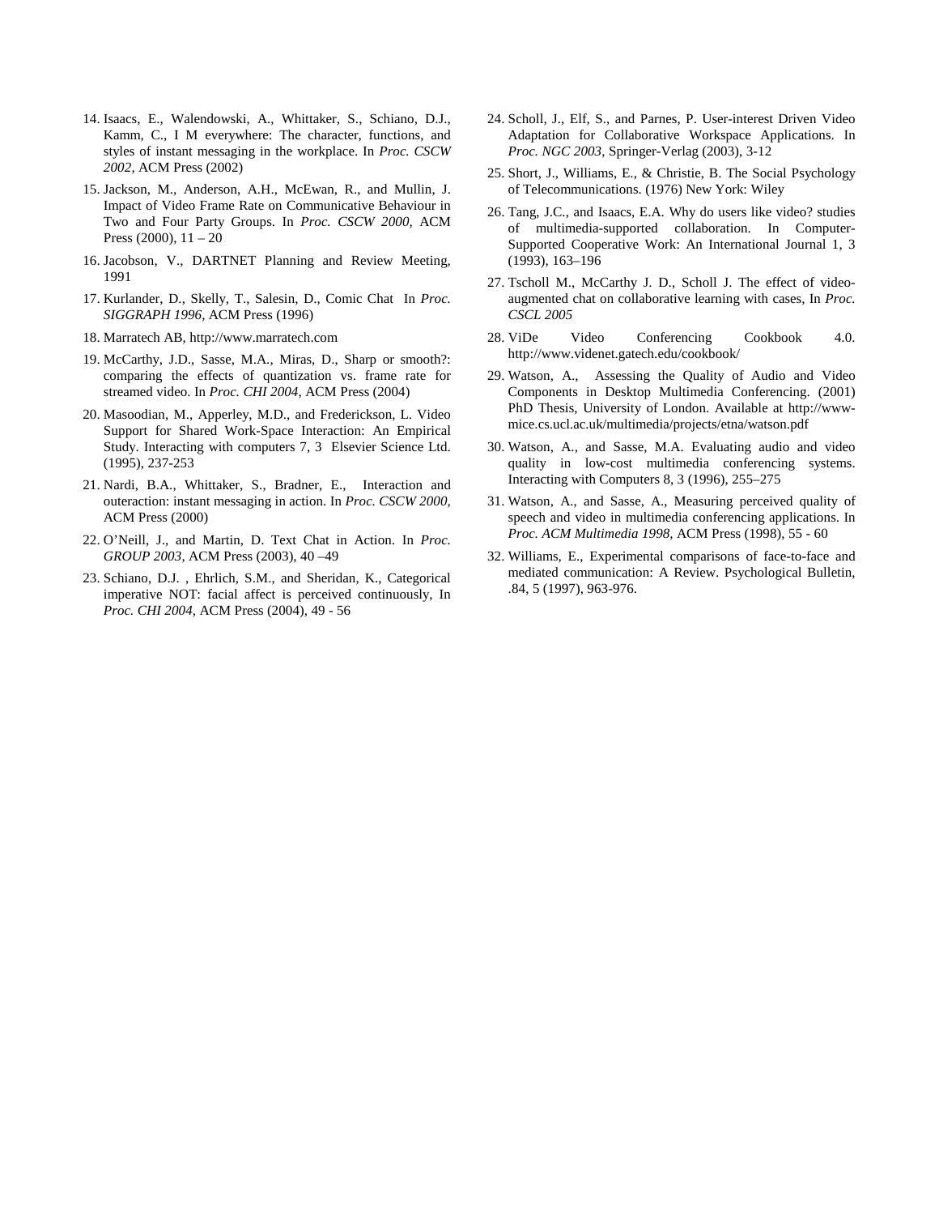14. Isaacs, E., Walendowski, A., Whittaker, S., Schiano, D.J., Kamm, C., I M everywhere: The character, functions, and styles of instant messaging in the workplace. In *Proc. CSCW 2002,* ACM Press (2002)
15. Jackson, M., Anderson, A.H., McEwan, R., and Mullin, J. Impact of Video Frame Rate on Communicative Behaviour in Two and Four Party Groups. In *Proc. CSCW 2000,* ACM Press (2000), 11 – 20
16. Jacobson, V., DARTNET Planning and Review Meeting, 1991
17. Kurlander, D., Skelly, T., Salesin, D., Comic Chat In *Proc. SIGGRAPH 1996,* ACM Press (1996)
18. Marratech AB, http://www.marratech.com
19. McCarthy, J.D., Sasse, M.A., Miras, D., Sharp or smooth?: comparing the effects of quantization vs. frame rate for streamed video. In *Proc. CHI 2004,* ACM Press (2004)
20. Masoodian, M., Apperley, M.D., and Frederickson, L. Video Support for Shared Work-Space Interaction: An Empirical Study. Interacting with computers 7, 3 Elsevier Science Ltd. (1995), 237-253
21. Nardi, B.A., Whittaker, S., Bradner, E., Interaction and outeraction: instant messaging in action. In *Proc. CSCW 2000,* ACM Press (2000)
22. O'Neill, J., and Martin, D. Text Chat in Action. In *Proc. GROUP 2003,* ACM Press (2003), 40 –49
23. Schiano, D.J. , Ehrlich, S.M., and Sheridan, K., Categorical imperative NOT: facial affect is perceived continuously, In *Proc. CHI 2004,* ACM Press (2004), 49 - 56
24. Scholl, J., Elf, S., and Parnes, P. User-interest Driven Video Adaptation for Collaborative Workspace Applications. In *Proc. NGC 2003,* Springer-Verlag (2003), 3-12
25. Short, J., Williams, E., & Christie, B. The Social Psychology of Telecommunications. (1976) New York: Wiley
26. Tang, J.C., and Isaacs, E.A. Why do users like video? studies of multimedia-supported collaboration. In Computer-Supported Cooperative Work: An International Journal 1, 3 (1993), 163–196
27. Tscholl M., McCarthy J. D., Scholl J. The effect of video-augmented chat on collaborative learning with cases, In *Proc. CSCL 2005*
28. ViDe Video Conferencing Cookbook 4.0. http://www.videnet.gatech.edu/cookbook/
29. Watson, A., Assessing the Quality of Audio and Video Components in Desktop Multimedia Conferencing. (2001) PhD Thesis, University of London. Available at http://www-mice.cs.ucl.ac.uk/multimedia/projects/etna/watson.pdf
30. Watson, A., and Sasse, M.A. Evaluating audio and video quality in low-cost multimedia conferencing systems. Interacting with Computers 8, 3 (1996), 255–275
31. Watson, A., and Sasse, A., Measuring perceived quality of speech and video in multimedia conferencing applications. In *Proc. ACM Multimedia 1998,* ACM Press (1998), 55 - 60
32. Williams, E., Experimental comparisons of face-to-face and mediated communication: A Review. Psychological Bulletin, .84, 5 (1997), 963-976.